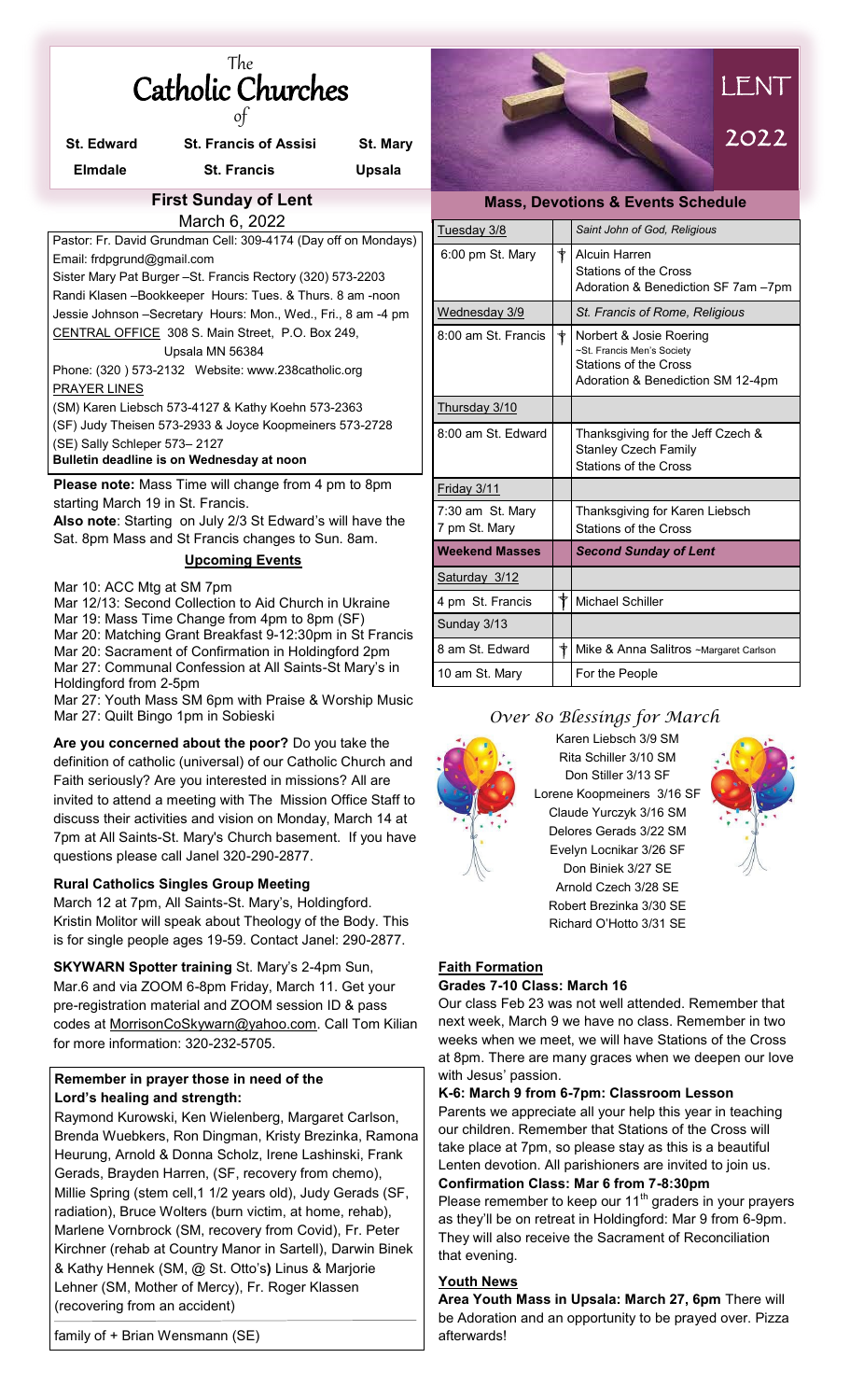# The Catholic Churches of

| St. Edward | St. Francis of Assisi | St. Mary |
|---|---|---|
| Elmdale | St. Francis | Upsala |

## First Sunday of Lent

March 6, 2022

Pastor: Fr. David Grundman Cell: 309-4174 (Day off on Mondays)
Email: frdpgrund@gmail.com
Sister Mary Pat Burger –St. Francis Rectory (320) 573-2203
Randi Klasen –Bookkeeper Hours: Tues. & Thurs. 8 am -noon
Jessie Johnson –Secretary Hours: Mon., Wed., Fri., 8 am -4 pm
CENTRAL OFFICE 308 S. Main Street, P.O. Box 249, Upsala MN 56384
Phone: (320 ) 573-2132 Website: www.238catholic.org

PRAYER LINES
(SM) Karen Liebsch 573-4127 & Kathy Koehn 573-2363
(SF) Judy Theisen 573-2933 & Joyce Koopmeiners 573-2728
(SE) Sally Schleper 573– 2127

**Bulletin deadline is on Wednesday at noon**

**Please note:** Mass Time will change from 4 pm to 8pm starting March 19 in St. Francis.
**Also note**: Starting on July 2/3 St Edward's will have the Sat. 8pm Mass and St Francis changes to Sun. 8am.

### Upcoming Events

Mar 10: ACC Mtg at SM 7pm
Mar 12/13: Second Collection to Aid Church in Ukraine
Mar 19: Mass Time Change from 4pm to 8pm (SF)
Mar 20: Matching Grant Breakfast 9-12:30pm in St Francis
Mar 20: Sacrament of Confirmation in Holdingford 2pm
Mar 27: Communal Confession at All Saints-St Mary's in Holdingford from 2-5pm
Mar 27: Youth Mass SM 6pm with Praise & Worship Music
Mar 27: Quilt Bingo 1pm in Sobieski

**Are you concerned about the poor?** Do you take the definition of catholic (universal) of our Catholic Church and Faith seriously? Are you interested in missions? All are invited to attend a meeting with The Mission Office Staff to discuss their activities and vision on Monday, March 14 at 7pm at All Saints-St. Mary's Church basement. If you have questions please call Janel 320-290-2877.

### Rural Catholics Singles Group Meeting

March 12 at 7pm, All Saints-St. Mary's, Holdingford. Kristin Molitor will speak about Theology of the Body. This is for single people ages 19-59. Contact Janel: 290-2877.

**SKYWARN Spotter training** St. Mary's 2-4pm Sun, Mar.6 and via ZOOM 6-8pm Friday, March 11. Get your pre-registration material and ZOOM session ID & pass codes at MorrisonCoSkywarn@yahoo.com. Call Tom Kilian for more information: 320-232-5705.

### Remember in prayer those in need of the Lord's healing and strength:

Raymond Kurowski, Ken Wielenberg, Margaret Carlson, Brenda Wuebkers, Ron Dingman, Kristy Brezinka, Ramona Heurung, Arnold & Donna Scholz, Irene Lashinski, Frank Gerads, Brayden Harren, (SF, recovery from chemo), Millie Spring (stem cell,1 1/2 years old), Judy Gerads (SF, radiation), Bruce Wolters (burn victim, at home, rehab), Marlene Vornbrock (SM, recovery from Covid), Fr. Peter Kirchner (rehab at Country Manor in Sartell), Darwin Binek & Kathy Hennek (SM, @ St. Otto's) Linus & Marjorie Lehner (SM, Mother of Mercy), Fr. Roger Klassen (recovering from an accident)

family of + Brian Wensmann (SE)

# LENT 2022

## Mass, Devotions & Events Schedule

| | | |
|---|---|---|
| Tuesday 3/8 | | *Saint John of God, Religious* |
| 6:00 pm St. Mary | † | Alcuin Harren<br>Stations of the Cross<br>Adoration & Benediction SF 7am –7pm |
| Wednesday 3/9 | | *St. Francis of Rome, Religious* |
| 8:00 am St. Francis | † | Norbert & Josie Roering<br>~St. Francis Men's Society<br>Stations of the Cross<br>Adoration & Benediction SM 12-4pm |
| Thursday 3/10 | | |
| 8:00 am St. Edward | | Thanksgiving for the Jeff Czech & Stanley Czech Family<br>Stations of the Cross |
| Friday 3/11 | | |
| 7:30 am St. Mary<br>7 pm St. Mary | | Thanksgiving for Karen Liebsch<br>Stations of the Cross |
| **Weekend Masses** | | ***Second Sunday of Lent*** |
| Saturday 3/12 | | |
| 4 pm St. Francis | † | Michael Schiller |
| Sunday 3/13 | | |
| 8 am St. Edward | † | Mike & Anna Salitros ~Margaret Carlson |
| 10 am St. Mary | | For the People |

## *Over 80 Blessings for March*

Karen Liebsch 3/9 SM
Rita Schiller 3/10 SM
Don Stiller 3/13 SF
Lorene Koopmeiners 3/16 SF
Claude Yurczyk 3/16 SM
Delores Gerads 3/22 SM
Evelyn Locnikar 3/26 SF
Don Biniek 3/27 SE
Arnold Czech 3/28 SE
Robert Brezinka 3/30 SE
Richard O'Hotto 3/31 SE

### Faith Formation

**Grades 7-10 Class: March 16**

Our class Feb 23 was not well attended. Remember that next week, March 9 we have no class. Remember in two weeks when we meet, we will have Stations of the Cross at 8pm. There are many graces when we deepen our love with Jesus' passion.

**K-6: March 9 from 6-7pm: Classroom Lesson**

Parents we appreciate all your help this year in teaching our children. Remember that Stations of the Cross will take place at 7pm, so please stay as this is a beautiful Lenten devotion. All parishioners are invited to join us.

**Confirmation Class: Mar 6 from 7-8:30pm**

Please remember to keep our 11th graders in your prayers as they'll be on retreat in Holdingford: Mar 9 from 6-9pm. They will also receive the Sacrament of Reconciliation that evening.

### Youth News

**Area Youth Mass in Upsala: March 27, 6pm** There will be Adoration and an opportunity to be prayed over. Pizza afterwards!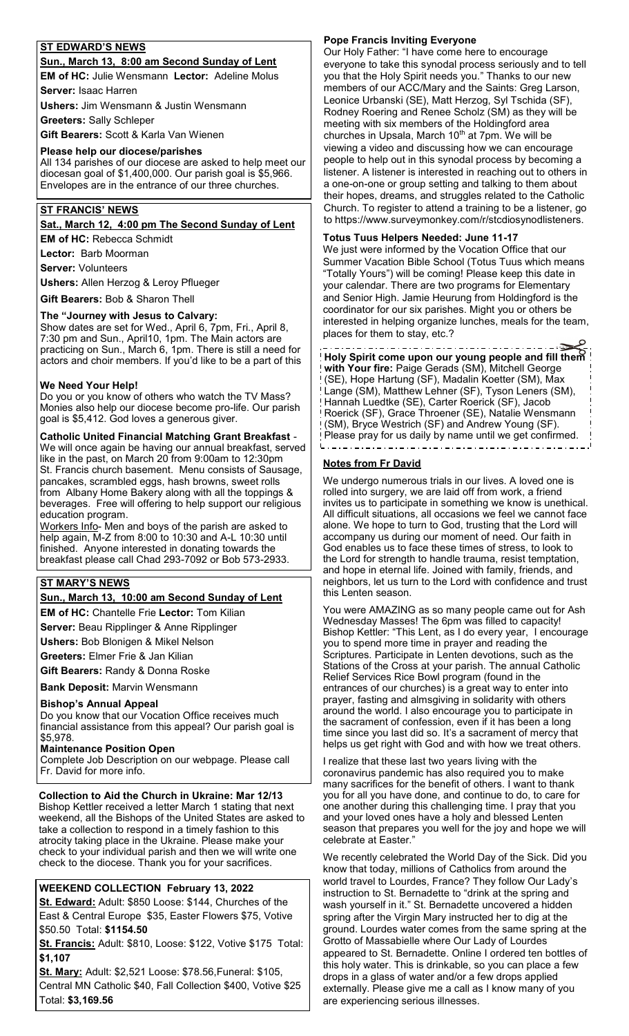## ST EDWARD'S NEWS

**Sun., March 13, 8:00 am Second Sunday of Lent**

**EM of HC:** Julie Wensmann **Lector:** Adeline Molus

**Server:** Isaac Harren

**Ushers:** Jim Wensmann & Justin Wensmann

**Greeters:** Sally Schleper

**Gift Bearers:** Scott & Karla Van Wienen

**Please help our diocese/parishes**

All 134 parishes of our diocese are asked to help meet our diocesan goal of $1,400,000. Our parish goal is $5,966. Envelopes are in the entrance of our three churches.

## ST FRANCIS' NEWS

**Sat., March 12, 4:00 pm The Second Sunday of Lent**

**EM of HC:** Rebecca Schmidt

**Lector:** Barb Moorman

**Server:** Volunteers

**Ushers:** Allen Herzog & Leroy Pflueger

**Gift Bearers:** Bob & Sharon Thell

**The "Journey with Jesus to Calvary:**

Show dates are set for Wed., April 6, 7pm, Fri., April 8, 7:30 pm and Sun., April10, 1pm. The Main actors are practicing on Sun., March 6, 1pm. There is still a need for actors and choir members. If you'd like to be a part of this

**We Need Your Help!**

Do you or you know of others who watch the TV Mass? Monies also help our diocese become pro-life. Our parish goal is $5,412. God loves a generous giver.

**Catholic United Financial Matching Grant Breakfast** - We will once again be having our annual breakfast, served like in the past, on March 20 from 9:00am to 12:30pm St. Francis church basement. Menu consists of Sausage, pancakes, scrambled eggs, hash browns, sweet rolls from Albany Home Bakery along with all the toppings & beverages. Free will offering to help support our religious education program.

Workers Info- Men and boys of the parish are asked to help again, M-Z from 8:00 to 10:30 and A-L 10:30 until finished. Anyone interested in donating towards the breakfast please call Chad 293-7092 or Bob 573-2933.

## ST MARY'S NEWS

**Sun., March 13, 10:00 am Second Sunday of Lent**

**EM of HC:** Chantelle Frie **Lector:** Tom Kilian

**Server:** Beau Ripplinger & Anne Ripplinger

**Ushers:** Bob Blonigen & Mikel Nelson

**Greeters:** Elmer Frie & Jan Kilian

**Gift Bearers:** Randy & Donna Roske

**Bank Deposit:** Marvin Wensmann

**Bishop's Annual Appeal**

Do you know that our Vocation Office receives much financial assistance from this appeal? Our parish goal is $5,978.

**Maintenance Position Open**

Complete Job Description on our webpage. Please call Fr. David for more info.

**Collection to Aid the Church in Ukraine: Mar 12/13**

Bishop Kettler received a letter March 1 stating that next weekend, all the Bishops of the United States are asked to take a collection to respond in a timely fashion to this atrocity taking place in the Ukraine. Please make your check to your individual parish and then we will write one check to the diocese. Thank you for your sacrifices.

**WEEKEND COLLECTION February 13, 2022**

**St. Edward:** Adult: $850 Loose: $144, Churches of the East & Central Europe $35, Easter Flowers $75, Votive $50.50 Total: **$1154.50**

**St. Francis:** Adult: $810, Loose: $122, Votive $175 Total: **$1,107**

**St. Mary:** Adult: $2,521 Loose: $78.56, Funeral: $105, Central MN Catholic $40, Fall Collection $400, Votive $25 Total: **$3,169.56**

**Pope Francis Inviting Everyone**

Our Holy Father: "I have come here to encourage everyone to take this synodal process seriously and to tell you that the Holy Spirit needs you." Thanks to our new members of our ACC/Mary and the Saints: Greg Larson, Leonice Urbanski (SE), Matt Herzog, Syl Tschida (SF), Rodney Roering and Renee Scholz (SM) as they will be meeting with six members of the Holdingford area churches in Upsala, March 10th at 7pm. We will be viewing a video and discussing how we can encourage people to help out in this synodal process by becoming a listener. A listener is interested in reaching out to others in a one-on-one or group setting and talking to them about their hopes, dreams, and struggles related to the Catholic Church. To register to attend a training to be a listener, go to https://www.surveymonkey.com/r/stcdiosynodlisteners.

**Totus Tuus Helpers Needed: June 11-17**

We just were informed by the Vocation Office that our Summer Vacation Bible School (Totus Tuus which means "Totally Yours") will be coming! Please keep this date in your calendar. There are two programs for Elementary and Senior High. Jamie Heurung from Holdingford is the coordinator for our six parishes. Might you or others be interested in helping organize lunches, meals for the team, places for them to stay, etc.?

**Holy Spirit come upon our young people and fill them with Your fire:** Paige Gerads (SM), Mitchell George (SE), Hope Hartung (SF), Madalin Koetter (SM), Max Lange (SM), Matthew Lehner (SF), Tyson Leners (SM), Hannah Luedtke (SE), Carter Roerick (SF), Jacob Roerick (SF), Grace Throener (SE), Natalie Wensmann (SM), Bryce Westrich (SF) and Andrew Young (SF). Please pray for us daily by name until we get confirmed.

## Notes from Fr David

We undergo numerous trials in our lives. A loved one is rolled into surgery, we are laid off from work, a friend invites us to participate in something we know is unethical. All difficult situations, all occasions we feel we cannot face alone. We hope to turn to God, trusting that the Lord will accompany us during our moment of need. Our faith in God enables us to face these times of stress, to look to the Lord for strength to handle trauma, resist temptation, and hope in eternal life. Joined with family, friends, and neighbors, let us turn to the Lord with confidence and trust this Lenten season.

You were AMAZING as so many people came out for Ash Wednesday Masses! The 6pm was filled to capacity! Bishop Kettler: "This Lent, as I do every year, I encourage you to spend more time in prayer and reading the Scriptures. Participate in Lenten devotions, such as the Stations of the Cross at your parish. The annual Catholic Relief Services Rice Bowl program (found in the entrances of our churches) is a great way to enter into prayer, fasting and almsgiving in solidarity with others around the world. I also encourage you to participate in the sacrament of confession, even if it has been a long time since you last did so. It's a sacrament of mercy that helps us get right with God and with how we treat others.

I realize that these last two years living with the coronavirus pandemic has also required you to make many sacrifices for the benefit of others. I want to thank you for all you have done, and continue to do, to care for one another during this challenging time. I pray that you and your loved ones have a holy and blessed Lenten season that prepares you well for the joy and hope we will celebrate at Easter."

We recently celebrated the World Day of the Sick. Did you know that today, millions of Catholics from around the world travel to Lourdes, France? They follow Our Lady's instruction to St. Bernadette to "drink at the spring and wash yourself in it." St. Bernadette uncovered a hidden spring after the Virgin Mary instructed her to dig at the ground. Lourdes water comes from the same spring at the Grotto of Massabielle where Our Lady of Lourdes appeared to St. Bernadette. Online I ordered ten bottles of this holy water. This is drinkable, so you can place a few drops in a glass of water and/or a few drops applied externally. Please give me a call as I know many of you are experiencing serious illnesses.